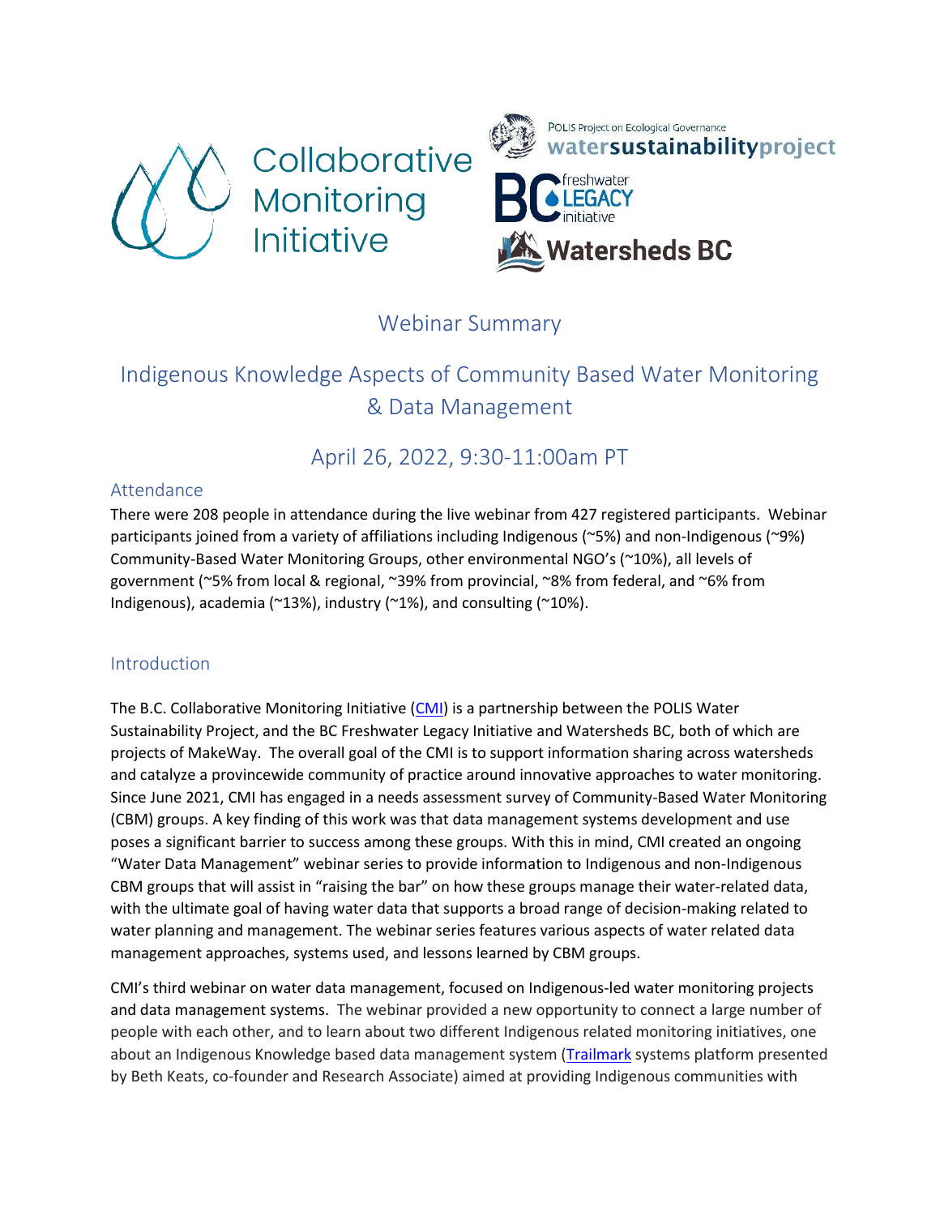Collaborative Monitoring Initiative

POLIS Project on Ecological Governance
watersustainabilityproject

BC freshwater LEGACY initiative

Watersheds BC

# Webinar Summary

## Indigenous Knowledge Aspects of Community Based Water Monitoring & Data Management

## April 26, 2022, 9:30-11:00am PT

### Attendance

There were 208 people in attendance during the live webinar from 427 registered participants. Webinar participants joined from a variety of affiliations including Indigenous (~5%) and non-Indigenous (~9%) Community-Based Water Monitoring Groups, other environmental NGO's (~10%), all levels of government (~5% from local & regional, ~39% from provincial, ~8% from federal, and ~6% from Indigenous), academia (~13%), industry (~1%), and consulting (~10%).

### Introduction

The B.C. Collaborative Monitoring Initiative (CMI) is a partnership between the POLIS Water Sustainability Project, and the BC Freshwater Legacy Initiative and Watersheds BC, both of which are projects of MakeWay. The overall goal of the CMI is to support information sharing across watersheds and catalyze a provincewide community of practice around innovative approaches to water monitoring. Since June 2021, CMI has engaged in a needs assessment survey of Community-Based Water Monitoring (CBM) groups. A key finding of this work was that data management systems development and use poses a significant barrier to success among these groups. With this in mind, CMI created an ongoing "Water Data Management" webinar series to provide information to Indigenous and non-Indigenous CBM groups that will assist in "raising the bar" on how these groups manage their water-related data, with the ultimate goal of having water data that supports a broad range of decision-making related to water planning and management. The webinar series features various aspects of water related data management approaches, systems used, and lessons learned by CBM groups.

CMI's third webinar on water data management, focused on Indigenous-led water monitoring projects and data management systems. The webinar provided a new opportunity to connect a large number of people with each other, and to learn about two different Indigenous related monitoring initiatives, one about an Indigenous Knowledge based data management system (Trailmark systems platform presented by Beth Keats, co-founder and Research Associate) aimed at providing Indigenous communities with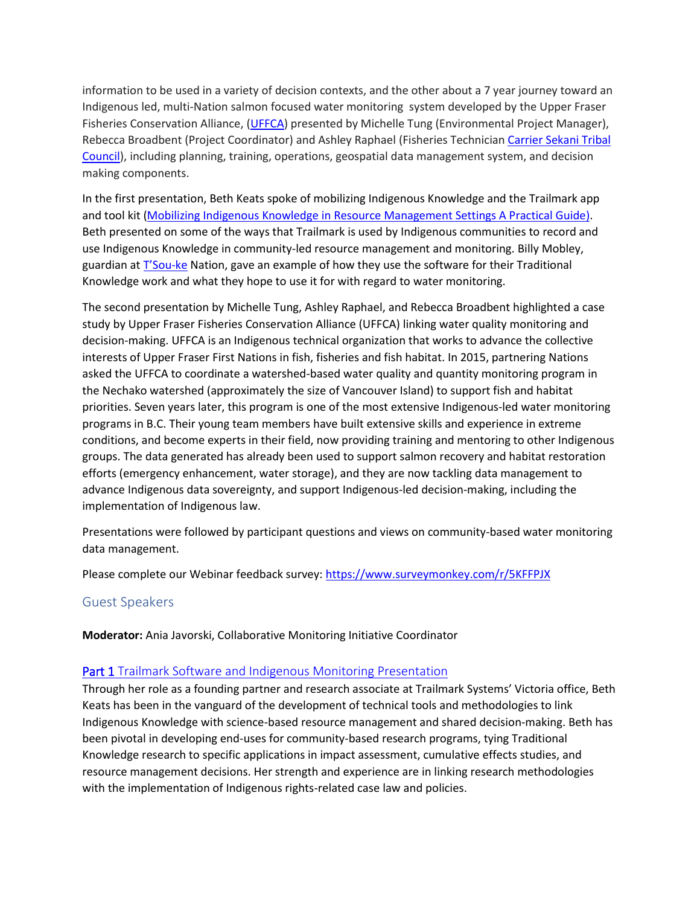information to be used in a variety of decision contexts, and the other about a 7 year journey toward an Indigenous led, multi-Nation salmon focused water monitoring system developed by the Upper Fraser Fisheries Conservation Alliance, (UFFCA) presented by Michelle Tung (Environmental Project Manager), Rebecca Broadbent (Project Coordinator) and Ashley Raphael (Fisheries Technician Carrier Sekani Tribal Council), including planning, training, operations, geospatial data management system, and decision making components.

In the first presentation, Beth Keats spoke of mobilizing Indigenous Knowledge and the Trailmark app and tool kit (Mobilizing Indigenous Knowledge in Resource Management Settings A Practical Guide). Beth presented on some of the ways that Trailmark is used by Indigenous communities to record and use Indigenous Knowledge in community-led resource management and monitoring. Billy Mobley, guardian at T'Sou-ke Nation, gave an example of how they use the software for their Traditional Knowledge work and what they hope to use it for with regard to water monitoring.

The second presentation by Michelle Tung, Ashley Raphael, and Rebecca Broadbent highlighted a case study by Upper Fraser Fisheries Conservation Alliance (UFFCA) linking water quality monitoring and decision-making. UFFCA is an Indigenous technical organization that works to advance the collective interests of Upper Fraser First Nations in fish, fisheries and fish habitat. In 2015, partnering Nations asked the UFFCA to coordinate a watershed-based water quality and quantity monitoring program in the Nechako watershed (approximately the size of Vancouver Island) to support fish and habitat priorities. Seven years later, this program is one of the most extensive Indigenous-led water monitoring programs in B.C. Their young team members have built extensive skills and experience in extreme conditions, and become experts in their field, now providing training and mentoring to other Indigenous groups. The data generated has already been used to support salmon recovery and habitat restoration efforts (emergency enhancement, water storage), and they are now tackling data management to advance Indigenous data sovereignty, and support Indigenous-led decision-making, including the implementation of Indigenous law.

Presentations were followed by participant questions and views on community-based water monitoring data management.

Please complete our Webinar feedback survey: https://www.surveymonkey.com/r/5KFFPJX

## Guest Speakers

**Moderator:** Ania Javorski, Collaborative Monitoring Initiative Coordinator

### Part 1 Trailmark Software and Indigenous Monitoring Presentation

Through her role as a founding partner and research associate at Trailmark Systems' Victoria office, Beth Keats has been in the vanguard of the development of technical tools and methodologies to link Indigenous Knowledge with science-based resource management and shared decision-making. Beth has been pivotal in developing end-uses for community-based research programs, tying Traditional Knowledge research to specific applications in impact assessment, cumulative effects studies, and resource management decisions. Her strength and experience are in linking research methodologies with the implementation of Indigenous rights-related case law and policies.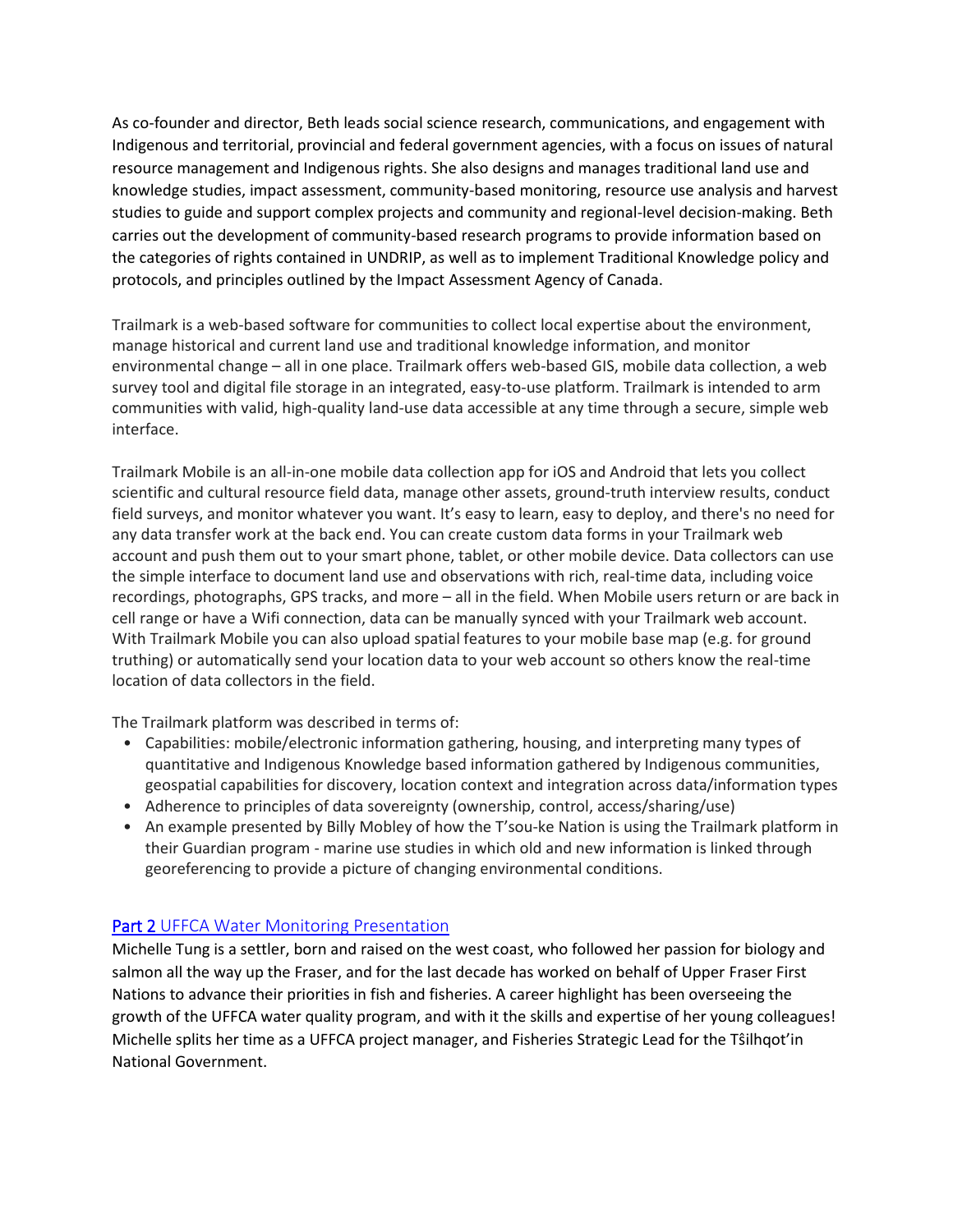As co-founder and director, Beth leads social science research, communications, and engagement with Indigenous and territorial, provincial and federal government agencies, with a focus on issues of natural resource management and Indigenous rights. She also designs and manages traditional land use and knowledge studies, impact assessment, community-based monitoring, resource use analysis and harvest studies to guide and support complex projects and community and regional-level decision-making. Beth carries out the development of community-based research programs to provide information based on the categories of rights contained in UNDRIP, as well as to implement Traditional Knowledge policy and protocols, and principles outlined by the Impact Assessment Agency of Canada.

Trailmark is a web-based software for communities to collect local expertise about the environment, manage historical and current land use and traditional knowledge information, and monitor environmental change – all in one place. Trailmark offers web-based GIS, mobile data collection, a web survey tool and digital file storage in an integrated, easy-to-use platform. Trailmark is intended to arm communities with valid, high-quality land-use data accessible at any time through a secure, simple web interface.

Trailmark Mobile is an all-in-one mobile data collection app for iOS and Android that lets you collect scientific and cultural resource field data, manage other assets, ground-truth interview results, conduct field surveys, and monitor whatever you want. It's easy to learn, easy to deploy, and there's no need for any data transfer work at the back end. You can create custom data forms in your Trailmark web account and push them out to your smart phone, tablet, or other mobile device. Data collectors can use the simple interface to document land use and observations with rich, real-time data, including voice recordings, photographs, GPS tracks, and more – all in the field. When Mobile users return or are back in cell range or have a Wifi connection, data can be manually synced with your Trailmark web account. With Trailmark Mobile you can also upload spatial features to your mobile base map (e.g. for ground truthing) or automatically send your location data to your web account so others know the real-time location of data collectors in the field.

The Trailmark platform was described in terms of:

- Capabilities: mobile/electronic information gathering, housing, and interpreting many types of quantitative and Indigenous Knowledge based information gathered by Indigenous communities, geospatial capabilities for discovery, location context and integration across data/information types
- Adherence to principles of data sovereignty (ownership, control, access/sharing/use)
- An example presented by Billy Mobley of how the T'sou-ke Nation is using the Trailmark platform in their Guardian program - marine use studies in which old and new information is linked through georeferencing to provide a picture of changing environmental conditions.

## Part 2 UFFCA Water Monitoring Presentation

Michelle Tung is a settler, born and raised on the west coast, who followed her passion for biology and salmon all the way up the Fraser, and for the last decade has worked on behalf of Upper Fraser First Nations to advance their priorities in fish and fisheries. A career highlight has been overseeing the growth of the UFFCA water quality program, and with it the skills and expertise of her young colleagues! Michelle splits her time as a UFFCA project manager, and Fisheries Strategic Lead for the Tŝilhqot'in National Government.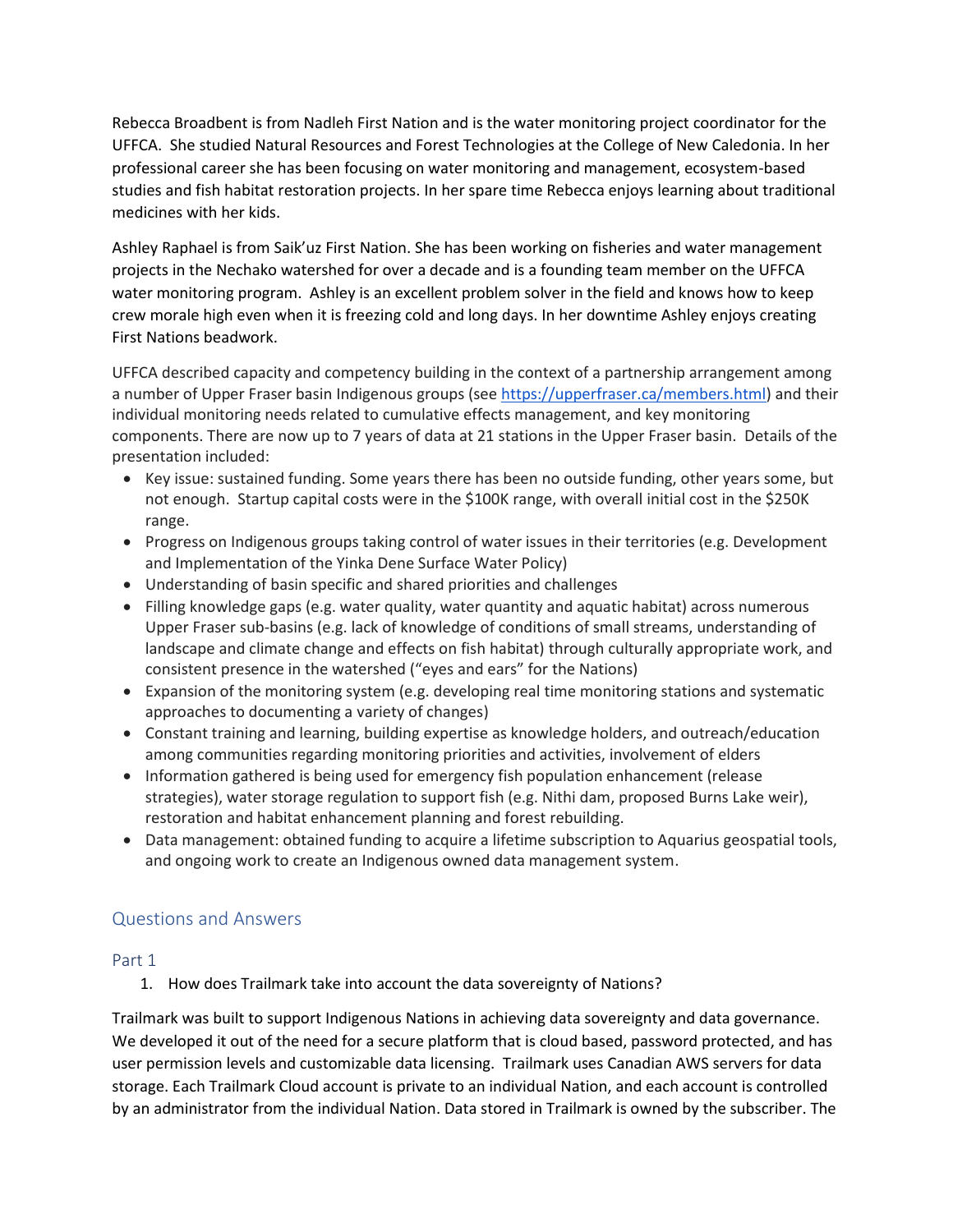Rebecca Broadbent is from Nadleh First Nation and is the water monitoring project coordinator for the UFFCA. She studied Natural Resources and Forest Technologies at the College of New Caledonia. In her professional career she has been focusing on water monitoring and management, ecosystem-based studies and fish habitat restoration projects. In her spare time Rebecca enjoys learning about traditional medicines with her kids.

Ashley Raphael is from Saik'uz First Nation. She has been working on fisheries and water management projects in the Nechako watershed for over a decade and is a founding team member on the UFFCA water monitoring program. Ashley is an excellent problem solver in the field and knows how to keep crew morale high even when it is freezing cold and long days. In her downtime Ashley enjoys creating First Nations beadwork.

UFFCA described capacity and competency building in the context of a partnership arrangement among a number of Upper Fraser basin Indigenous groups (see [https://upperfraser.ca/members.html](https://upperfraser.ca/members.html)) and their individual monitoring needs related to cumulative effects management, and key monitoring components. There are now up to 7 years of data at 21 stations in the Upper Fraser basin. Details of the presentation included:

- Key issue: sustained funding. Some years there has been no outside funding, other years some, but not enough. Startup capital costs were in the $100K range, with overall initial cost in the $250K range.
- Progress on Indigenous groups taking control of water issues in their territories (e.g. Development and Implementation of the Yinka Dene Surface Water Policy)
- Understanding of basin specific and shared priorities and challenges
- Filling knowledge gaps (e.g. water quality, water quantity and aquatic habitat) across numerous Upper Fraser sub-basins (e.g. lack of knowledge of conditions of small streams, understanding of landscape and climate change and effects on fish habitat) through culturally appropriate work, and consistent presence in the watershed ("eyes and ears" for the Nations)
- Expansion of the monitoring system (e.g. developing real time monitoring stations and systematic approaches to documenting a variety of changes)
- Constant training and learning, building expertise as knowledge holders, and outreach/education among communities regarding monitoring priorities and activities, involvement of elders
- Information gathered is being used for emergency fish population enhancement (release strategies), water storage regulation to support fish (e.g. Nithi dam, proposed Burns Lake weir), restoration and habitat enhancement planning and forest rebuilding.
- Data management: obtained funding to acquire a lifetime subscription to Aquarius geospatial tools, and ongoing work to create an Indigenous owned data management system.

## Questions and Answers

### Part 1

1. How does Trailmark take into account the data sovereignty of Nations?

Trailmark was built to support Indigenous Nations in achieving data sovereignty and data governance. We developed it out of the need for a secure platform that is cloud based, password protected, and has user permission levels and customizable data licensing. Trailmark uses Canadian AWS servers for data storage. Each Trailmark Cloud account is private to an individual Nation, and each account is controlled by an administrator from the individual Nation. Data stored in Trailmark is owned by the subscriber. The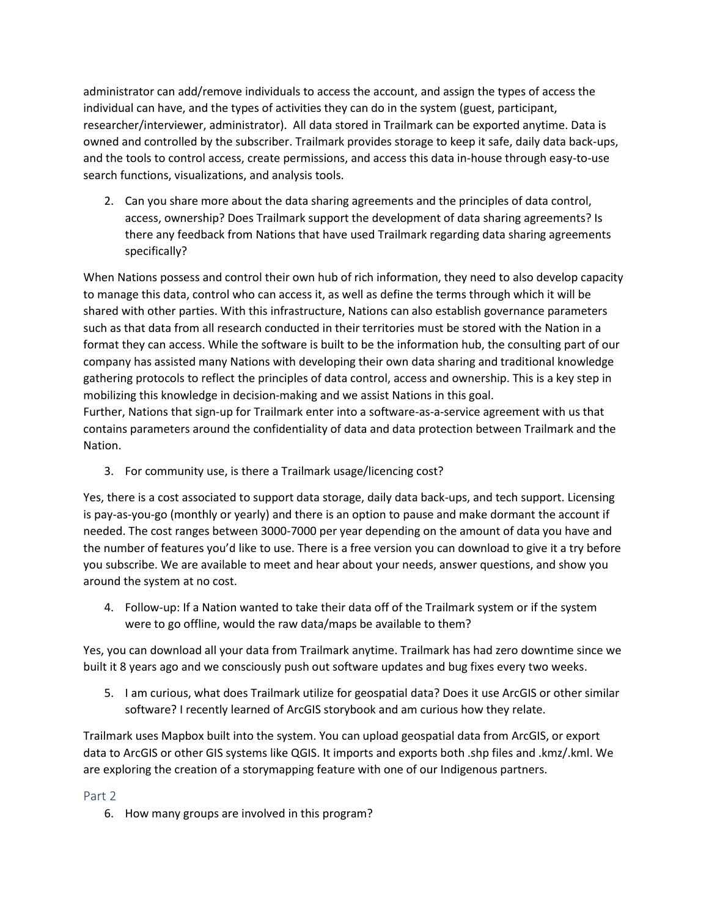administrator can add/remove individuals to access the account, and assign the types of access the individual can have, and the types of activities they can do in the system (guest, participant, researcher/interviewer, administrator). All data stored in Trailmark can be exported anytime. Data is owned and controlled by the subscriber. Trailmark provides storage to keep it safe, daily data back-ups, and the tools to control access, create permissions, and access this data in-house through easy-to-use search functions, visualizations, and analysis tools.

2. Can you share more about the data sharing agreements and the principles of data control, access, ownership? Does Trailmark support the development of data sharing agreements? Is there any feedback from Nations that have used Trailmark regarding data sharing agreements specifically?

When Nations possess and control their own hub of rich information, they need to also develop capacity to manage this data, control who can access it, as well as define the terms through which it will be shared with other parties. With this infrastructure, Nations can also establish governance parameters such as that data from all research conducted in their territories must be stored with the Nation in a format they can access. While the software is built to be the information hub, the consulting part of our company has assisted many Nations with developing their own data sharing and traditional knowledge gathering protocols to reflect the principles of data control, access and ownership. This is a key step in mobilizing this knowledge in decision-making and we assist Nations in this goal.
Further, Nations that sign-up for Trailmark enter into a software-as-a-service agreement with us that contains parameters around the confidentiality of data and data protection between Trailmark and the Nation.

3. For community use, is there a Trailmark usage/licencing cost?

Yes, there is a cost associated to support data storage, daily data back-ups, and tech support. Licensing is pay-as-you-go (monthly or yearly) and there is an option to pause and make dormant the account if needed. The cost ranges between 3000-7000 per year depending on the amount of data you have and the number of features you'd like to use. There is a free version you can download to give it a try before you subscribe. We are available to meet and hear about your needs, answer questions, and show you around the system at no cost.

4. Follow-up: If a Nation wanted to take their data off of the Trailmark system or if the system were to go offline, would the raw data/maps be available to them?

Yes, you can download all your data from Trailmark anytime. Trailmark has had zero downtime since we built it 8 years ago and we consciously push out software updates and bug fixes every two weeks.

5. I am curious, what does Trailmark utilize for geospatial data? Does it use ArcGIS or other similar software? I recently learned of ArcGIS storybook and am curious how they relate.

Trailmark uses Mapbox built into the system. You can upload geospatial data from ArcGIS, or export data to ArcGIS or other GIS systems like QGIS. It imports and exports both .shp files and .kmz/.kml. We are exploring the creation of a storymapping feature with one of our Indigenous partners.

## Part 2

6. How many groups are involved in this program?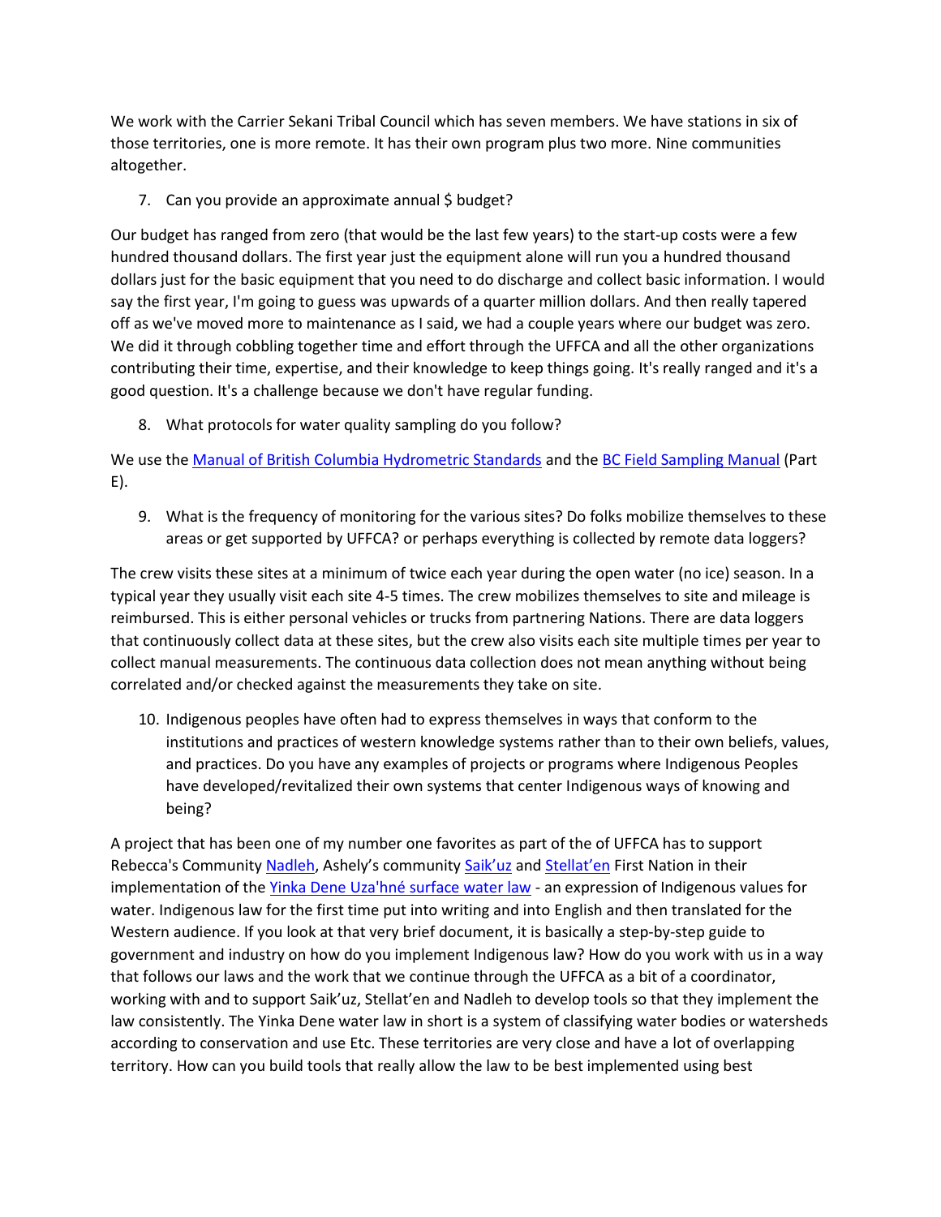We work with the Carrier Sekani Tribal Council which has seven members. We have stations in six of those territories, one is more remote. It has their own program plus two more. Nine communities altogether.

7. Can you provide an approximate annual $ budget?

Our budget has ranged from zero (that would be the last few years) to the start-up costs were a few hundred thousand dollars. The first year just the equipment alone will run you a hundred thousand dollars just for the basic equipment that you need to do discharge and collect basic information. I would say the first year, I'm going to guess was upwards of a quarter million dollars. And then really tapered off as we've moved more to maintenance as I said, we had a couple years where our budget was zero. We did it through cobbling together time and effort through the UFFCA and all the other organizations contributing their time, expertise, and their knowledge to keep things going. It's really ranged and it's a good question. It's a challenge because we don't have regular funding.

8. What protocols for water quality sampling do you follow?

We use the Manual of British Columbia Hydrometric Standards and the BC Field Sampling Manual (Part E).

9. What is the frequency of monitoring for the various sites? Do folks mobilize themselves to these areas or get supported by UFFCA? or perhaps everything is collected by remote data loggers?

The crew visits these sites at a minimum of twice each year during the open water (no ice) season. In a typical year they usually visit each site 4-5 times. The crew mobilizes themselves to site and mileage is reimbursed. This is either personal vehicles or trucks from partnering Nations. There are data loggers that continuously collect data at these sites, but the crew also visits each site multiple times per year to collect manual measurements. The continuous data collection does not mean anything without being correlated and/or checked against the measurements they take on site.

10. Indigenous peoples have often had to express themselves in ways that conform to the institutions and practices of western knowledge systems rather than to their own beliefs, values, and practices. Do you have any examples of projects or programs where Indigenous Peoples have developed/revitalized their own systems that center Indigenous ways of knowing and being?

A project that has been one of my number one favorites as part of the of UFFCA has to support Rebecca's Community Nadleh, Ashely's community Saik'uz and Stellat'en First Nation in their implementation of the Yinka Dene Uza'hné surface water law - an expression of Indigenous values for water. Indigenous law for the first time put into writing and into English and then translated for the Western audience. If you look at that very brief document, it is basically a step-by-step guide to government and industry on how do you implement Indigenous law? How do you work with us in a way that follows our laws and the work that we continue through the UFFCA as a bit of a coordinator, working with and to support Saik'uz, Stellat'en and Nadleh to develop tools so that they implement the law consistently. The Yinka Dene water law in short is a system of classifying water bodies or watersheds according to conservation and use Etc. These territories are very close and have a lot of overlapping territory. How can you build tools that really allow the law to be best implemented using best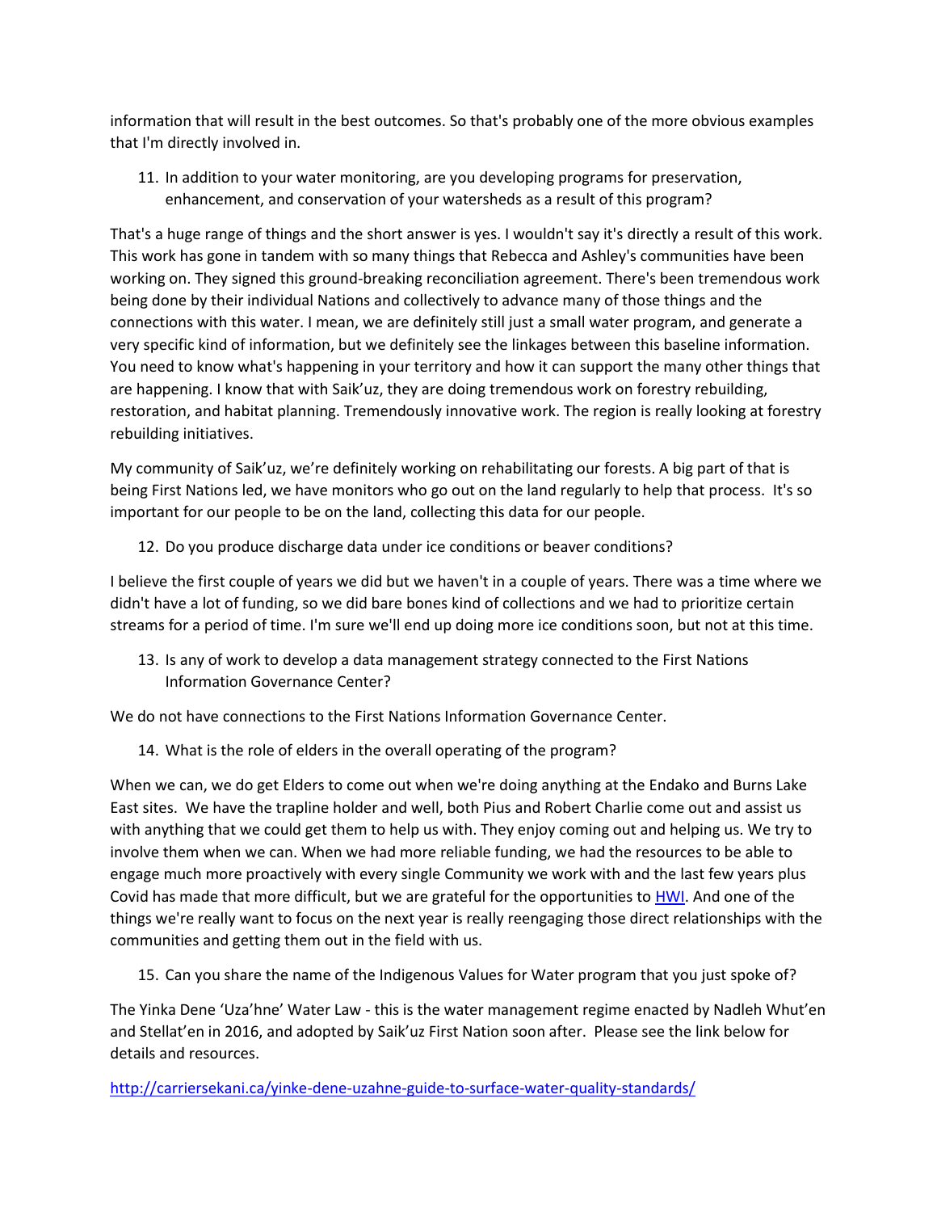information that will result in the best outcomes. So that's probably one of the more obvious examples that I'm directly involved in.

11. In addition to your water monitoring, are you developing programs for preservation, enhancement, and conservation of your watersheds as a result of this program?

That's a huge range of things and the short answer is yes. I wouldn't say it's directly a result of this work. This work has gone in tandem with so many things that Rebecca and Ashley's communities have been working on. They signed this ground-breaking reconciliation agreement. There's been tremendous work being done by their individual Nations and collectively to advance many of those things and the connections with this water. I mean, we are definitely still just a small water program, and generate a very specific kind of information, but we definitely see the linkages between this baseline information. You need to know what's happening in your territory and how it can support the many other things that are happening. I know that with Saik'uz, they are doing tremendous work on forestry rebuilding, restoration, and habitat planning. Tremendously innovative work. The region is really looking at forestry rebuilding initiatives.

My community of Saik'uz, we're definitely working on rehabilitating our forests. A big part of that is being First Nations led, we have monitors who go out on the land regularly to help that process. It's so important for our people to be on the land, collecting this data for our people.

12. Do you produce discharge data under ice conditions or beaver conditions?

I believe the first couple of years we did but we haven't in a couple of years. There was a time where we didn't have a lot of funding, so we did bare bones kind of collections and we had to prioritize certain streams for a period of time. I'm sure we'll end up doing more ice conditions soon, but not at this time.

13. Is any of work to develop a data management strategy connected to the First Nations Information Governance Center?

We do not have connections to the First Nations Information Governance Center.

14. What is the role of elders in the overall operating of the program?

When we can, we do get Elders to come out when we're doing anything at the Endako and Burns Lake East sites. We have the trapline holder and well, both Pius and Robert Charlie come out and assist us with anything that we could get them to help us with. They enjoy coming out and helping us. We try to involve them when we can. When we had more reliable funding, we had the resources to be able to engage much more proactively with every single Community we work with and the last few years plus Covid has made that more difficult, but we are grateful for the opportunities to HWI. And one of the things we're really want to focus on the next year is really reengaging those direct relationships with the communities and getting them out in the field with us.

15. Can you share the name of the Indigenous Values for Water program that you just spoke of?

The Yinka Dene 'Uza'hne' Water Law - this is the water management regime enacted by Nadleh Whut'en and Stellat'en in 2016, and adopted by Saik'uz First Nation soon after. Please see the link below for details and resources.

http://carriersekani.ca/yinke-dene-uzahne-guide-to-surface-water-quality-standards/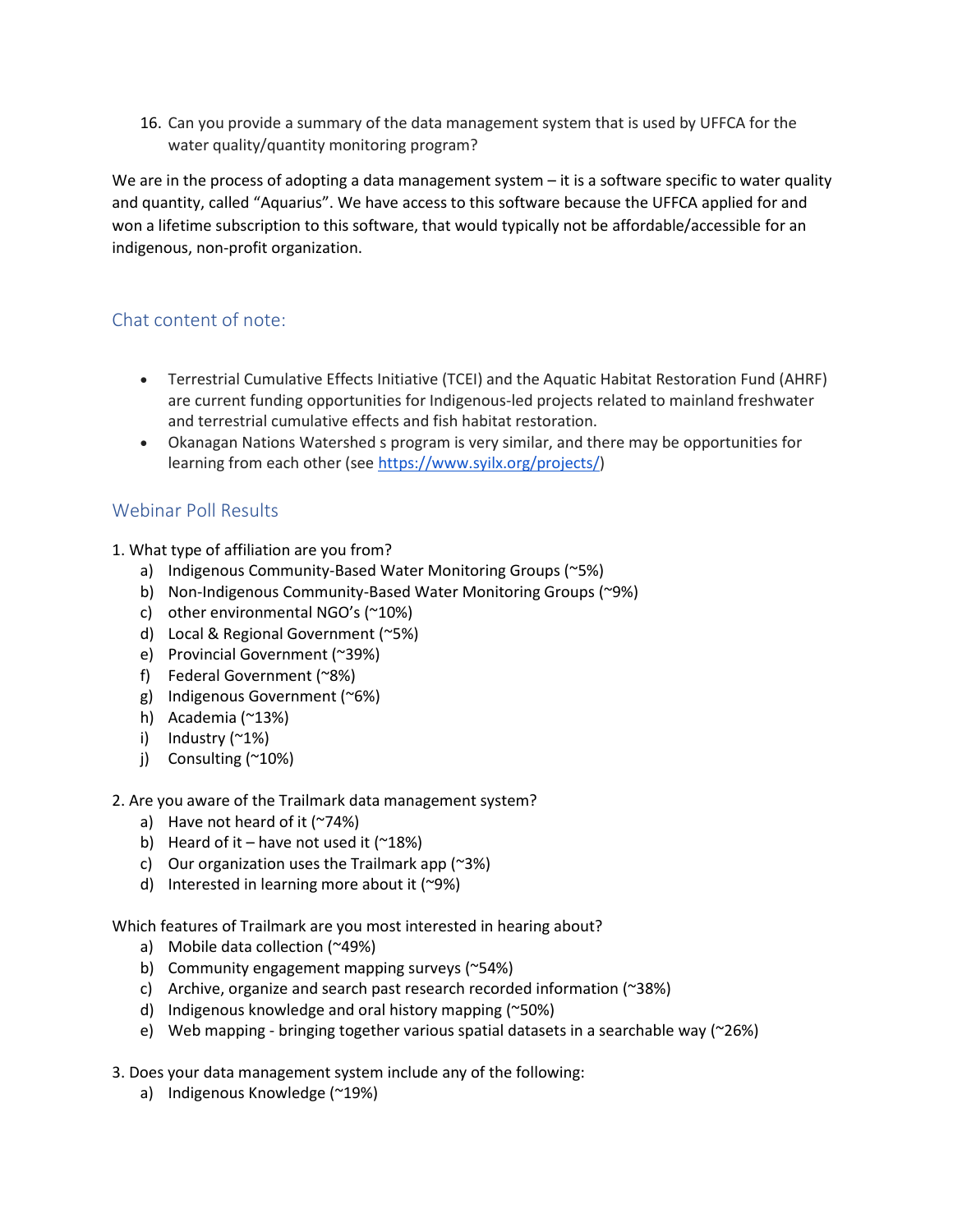16. Can you provide a summary of the data management system that is used by UFFCA for the water quality/quantity monitoring program?

We are in the process of adopting a data management system – it is a software specific to water quality and quantity, called "Aquarius". We have access to this software because the UFFCA applied for and won a lifetime subscription to this software, that would typically not be affordable/accessible for an indigenous, non-profit organization.

## Chat content of note:

- Terrestrial Cumulative Effects Initiative (TCEI) and the Aquatic Habitat Restoration Fund (AHRF) are current funding opportunities for Indigenous-led projects related to mainland freshwater and terrestrial cumulative effects and fish habitat restoration.
- Okanagan Nations Watershed s program is very similar, and there may be opportunities for learning from each other (see https://www.syilx.org/projects/)

## Webinar Poll Results

1. What type of affiliation are you from?
   a) Indigenous Community-Based Water Monitoring Groups (~5%)
   b) Non-Indigenous Community-Based Water Monitoring Groups (~9%)
   c) other environmental NGO's (~10%)
   d) Local & Regional Government (~5%)
   e) Provincial Government (~39%)
   f) Federal Government (~8%)
   g) Indigenous Government (~6%)
   h) Academia (~13%)
   i) Industry (~1%)
   j) Consulting (~10%)

2. Are you aware of the Trailmark data management system?
   a) Have not heard of it (~74%)
   b) Heard of it – have not used it (~18%)
   c) Our organization uses the Trailmark app (~3%)
   d) Interested in learning more about it (~9%)

Which features of Trailmark are you most interested in hearing about?
   a) Mobile data collection (~49%)
   b) Community engagement mapping surveys (~54%)
   c) Archive, organize and search past research recorded information (~38%)
   d) Indigenous knowledge and oral history mapping (~50%)
   e) Web mapping - bringing together various spatial datasets in a searchable way (~26%)

3. Does your data management system include any of the following:
   a) Indigenous Knowledge (~19%)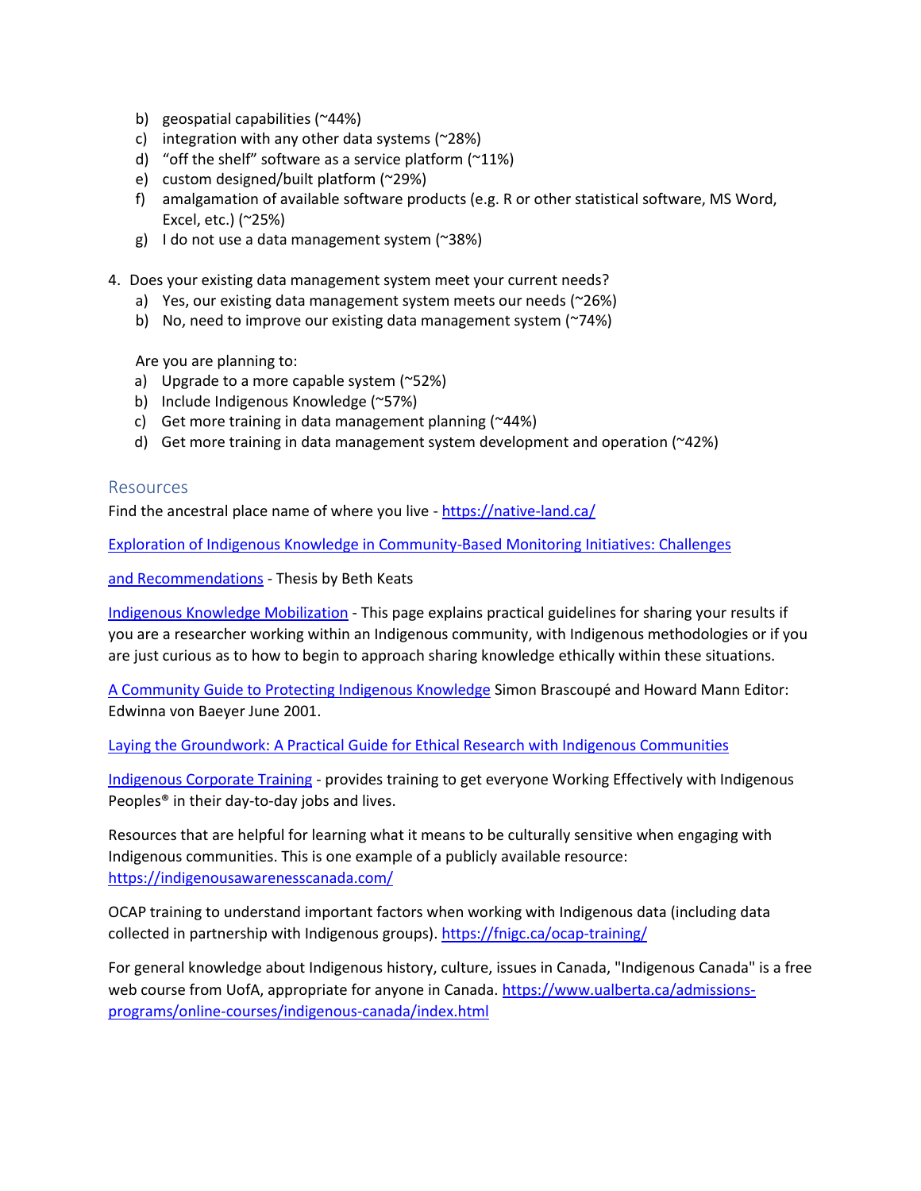b) geospatial capabilities (~44%)
c) integration with any other data systems (~28%)
d) “off the shelf” software as a service platform (~11%)
e) custom designed/built platform (~29%)
f) amalgamation of available software products (e.g. R or other statistical software, MS Word, Excel, etc.) (~25%)
g) I do not use a data management system (~38%)

4. Does your existing data management system meet your current needs?
   a) Yes, our existing data management system meets our needs (~26%)
   b) No, need to improve our existing data management system (~74%)

   Are you are planning to:
   a) Upgrade to a more capable system (~52%)
   b) Include Indigenous Knowledge (~57%)
   c) Get more training in data management planning (~44%)
   d) Get more training in data management system development and operation (~42%)

## Resources

Find the ancestral place name of where you live - https://native-land.ca/

Exploration of Indigenous Knowledge in Community-Based Monitoring Initiatives: Challenges

and Recommendations - Thesis by Beth Keats

Indigenous Knowledge Mobilization - This page explains practical guidelines for sharing your results if you are a researcher working within an Indigenous community, with Indigenous methodologies or if you are just curious as to how to begin to approach sharing knowledge ethically within these situations.

A Community Guide to Protecting Indigenous Knowledge Simon Brascoupé and Howard Mann Editor: Edwinna von Baeyer June 2001.

Laying the Groundwork: A Practical Guide for Ethical Research with Indigenous Communities

Indigenous Corporate Training - provides training to get everyone Working Effectively with Indigenous Peoples® in their day-to-day jobs and lives.

Resources that are helpful for learning what it means to be culturally sensitive when engaging with Indigenous communities. This is one example of a publicly available resource: https://indigenousawarenesscanada.com/

OCAP training to understand important factors when working with Indigenous data (including data collected in partnership with Indigenous groups). https://fnigc.ca/ocap-training/

For general knowledge about Indigenous history, culture, issues in Canada, "Indigenous Canada" is a free web course from UofA, appropriate for anyone in Canada. https://www.ualberta.ca/admissions-programs/online-courses/indigenous-canada/index.html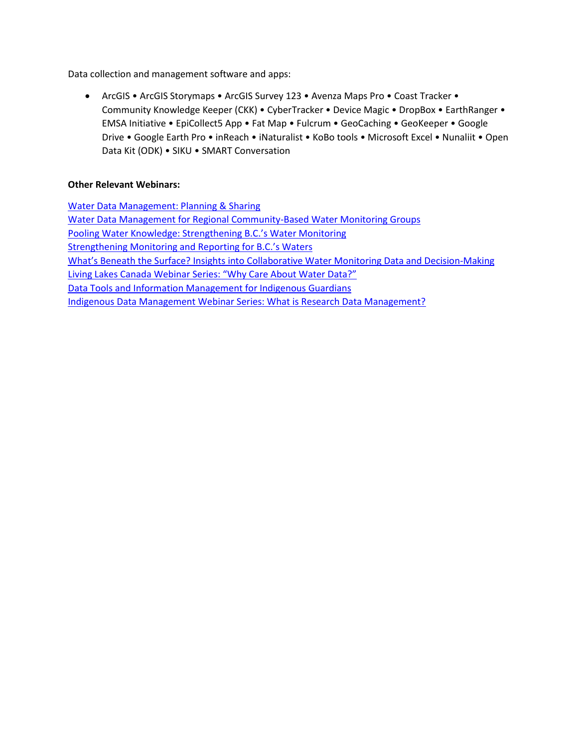Data collection and management software and apps:

- ArcGIS • ArcGIS Storymaps • ArcGIS Survey 123 • Avenza Maps Pro • Coast Tracker • Community Knowledge Keeper (CKK) • CyberTracker • Device Magic • DropBox • EarthRanger • EMSA Initiative • EpiCollect5 App • Fat Map • Fulcrum • GeoCaching • GeoKeeper • Google Drive • Google Earth Pro • inReach • iNaturalist • KoBo tools • Microsoft Excel • Nunaliit • Open Data Kit (ODK) • SIKU • SMART Conversation

**Other Relevant Webinars:**

Water Data Management: Planning & Sharing
Water Data Management for Regional Community-Based Water Monitoring Groups
Pooling Water Knowledge: Strengthening B.C.'s Water Monitoring
Strengthening Monitoring and Reporting for B.C.'s Waters
What's Beneath the Surface? Insights into Collaborative Water Monitoring Data and Decision-Making
Living Lakes Canada Webinar Series: "Why Care About Water Data?"
Data Tools and Information Management for Indigenous Guardians
Indigenous Data Management Webinar Series: What is Research Data Management?